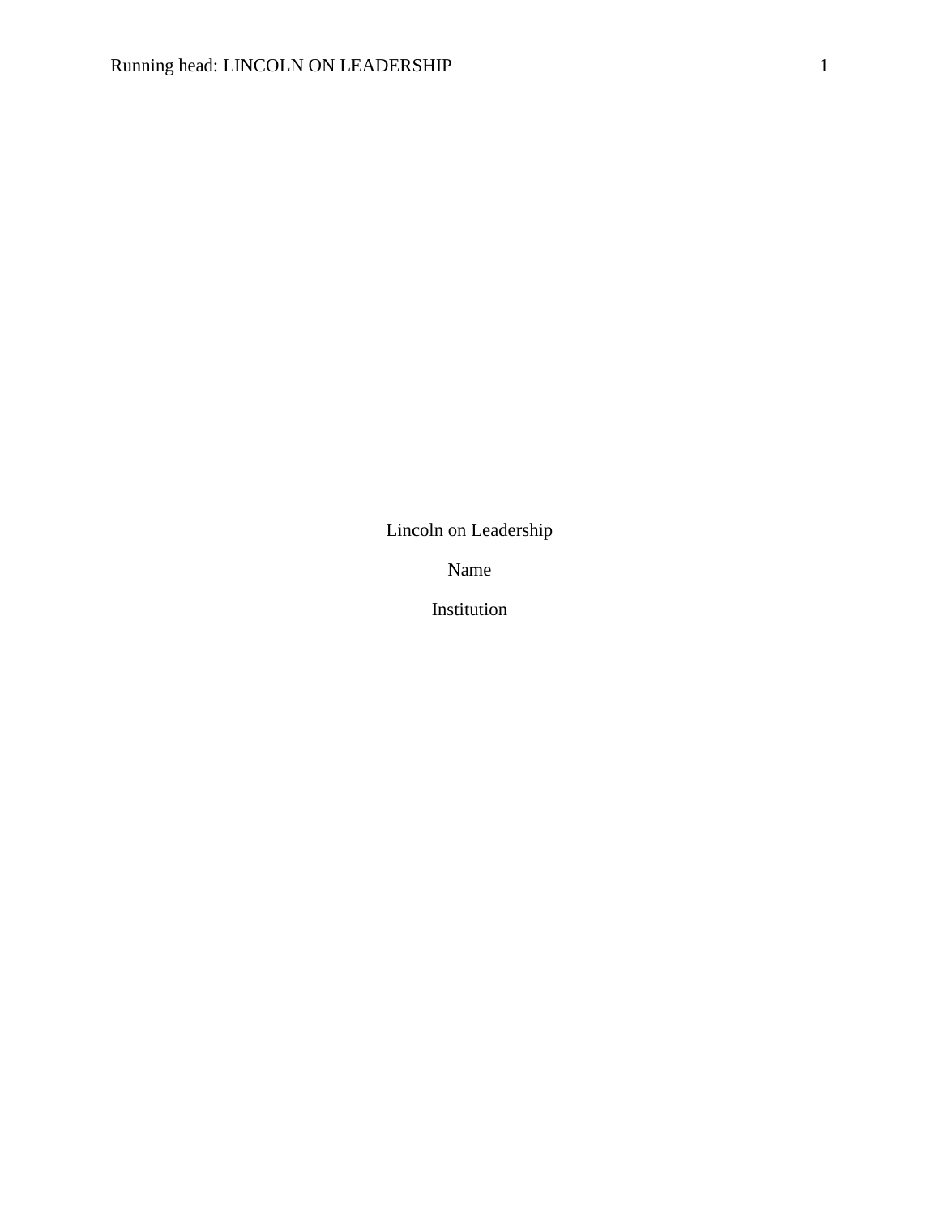# Lincoln on Leadership

Name

Institution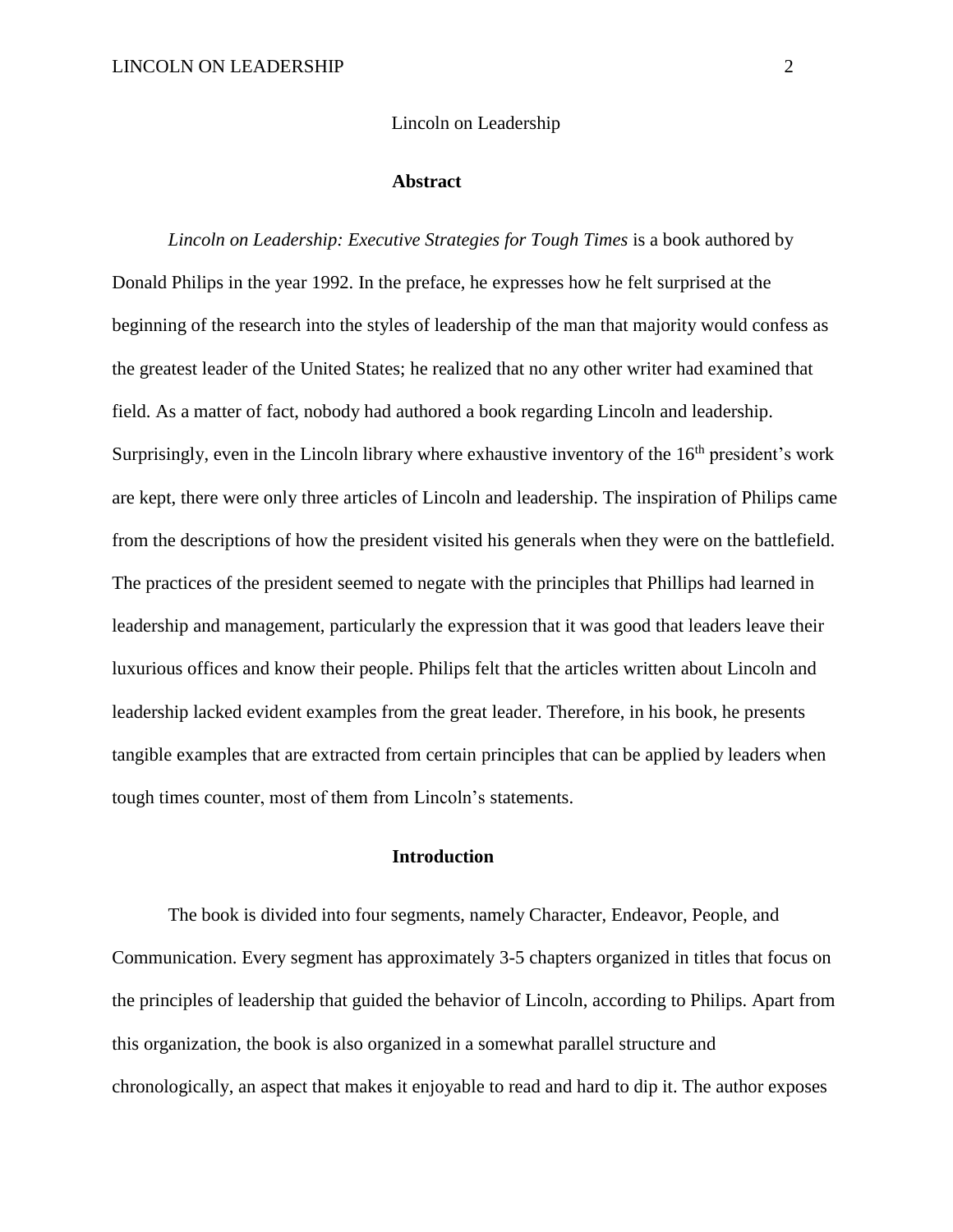Lincoln on Leadership

## Abstract

*Lincoln on Leadership: Executive Strategies for Tough Times* is a book authored by Donald Philips in the year 1992. In the preface, he expresses how he felt surprised at the beginning of the research into the styles of leadership of the man that majority would confess as the greatest leader of the United States; he realized that no any other writer had examined that field. As a matter of fact, nobody had authored a book regarding Lincoln and leadership. Surprisingly, even in the Lincoln library where exhaustive inventory of the 16th president's work are kept, there were only three articles of Lincoln and leadership. The inspiration of Philips came from the descriptions of how the president visited his generals when they were on the battlefield. The practices of the president seemed to negate with the principles that Phillips had learned in leadership and management, particularly the expression that it was good that leaders leave their luxurious offices and know their people. Philips felt that the articles written about Lincoln and leadership lacked evident examples from the great leader. Therefore, in his book, he presents tangible examples that are extracted from certain principles that can be applied by leaders when tough times counter, most of them from Lincoln's statements.

## Introduction

The book is divided into four segments, namely Character, Endeavor, People, and Communication. Every segment has approximately 3-5 chapters organized in titles that focus on the principles of leadership that guided the behavior of Lincoln, according to Philips. Apart from this organization, the book is also organized in a somewhat parallel structure and chronologically, an aspect that makes it enjoyable to read and hard to dip it. The author exposes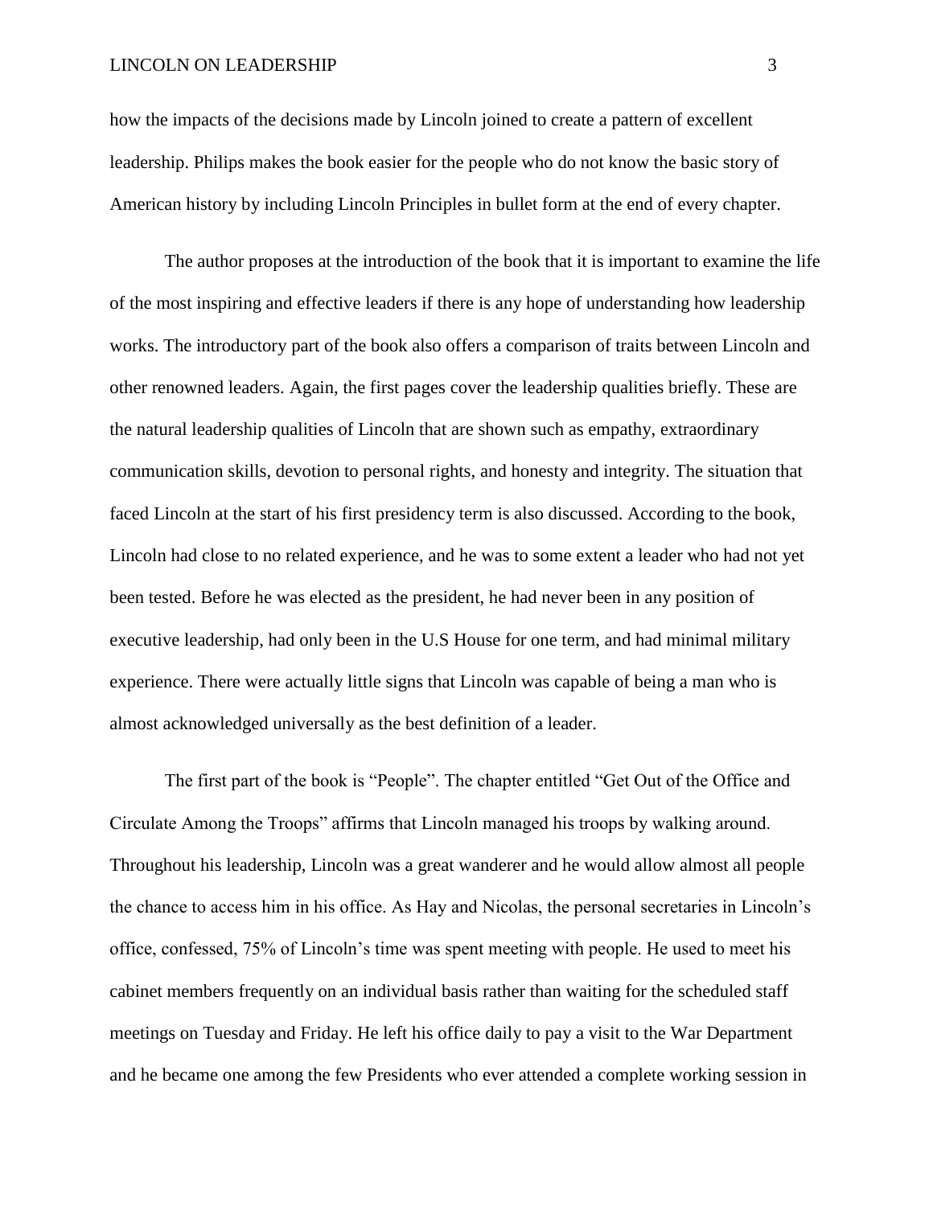how the impacts of the decisions made by Lincoln joined to create a pattern of excellent leadership. Philips makes the book easier for the people who do not know the basic story of American history by including Lincoln Principles in bullet form at the end of every chapter.

The author proposes at the introduction of the book that it is important to examine the life of the most inspiring and effective leaders if there is any hope of understanding how leadership works. The introductory part of the book also offers a comparison of traits between Lincoln and other renowned leaders. Again, the first pages cover the leadership qualities briefly. These are the natural leadership qualities of Lincoln that are shown such as empathy, extraordinary communication skills, devotion to personal rights, and honesty and integrity. The situation that faced Lincoln at the start of his first presidency term is also discussed. According to the book, Lincoln had close to no related experience, and he was to some extent a leader who had not yet been tested. Before he was elected as the president, he had never been in any position of executive leadership, had only been in the U.S House for one term, and had minimal military experience. There were actually little signs that Lincoln was capable of being a man who is almost acknowledged universally as the best definition of a leader.

The first part of the book is "People". The chapter entitled "Get Out of the Office and Circulate Among the Troops" affirms that Lincoln managed his troops by walking around. Throughout his leadership, Lincoln was a great wanderer and he would allow almost all people the chance to access him in his office. As Hay and Nicolas, the personal secretaries in Lincoln's office, confessed, 75% of Lincoln's time was spent meeting with people. He used to meet his cabinet members frequently on an individual basis rather than waiting for the scheduled staff meetings on Tuesday and Friday. He left his office daily to pay a visit to the War Department and he became one among the few Presidents who ever attended a complete working session in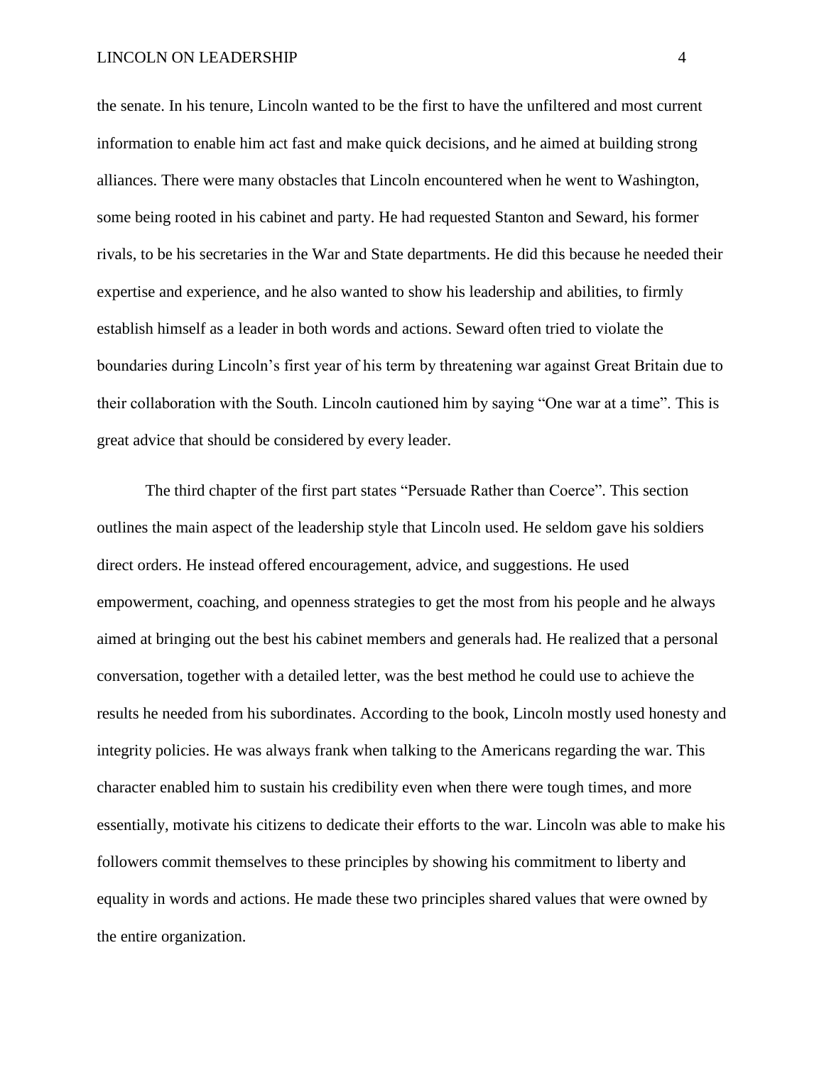the senate. In his tenure, Lincoln wanted to be the first to have the unfiltered and most current information to enable him act fast and make quick decisions, and he aimed at building strong alliances. There were many obstacles that Lincoln encountered when he went to Washington, some being rooted in his cabinet and party. He had requested Stanton and Seward, his former rivals, to be his secretaries in the War and State departments. He did this because he needed their expertise and experience, and he also wanted to show his leadership and abilities, to firmly establish himself as a leader in both words and actions. Seward often tried to violate the boundaries during Lincoln's first year of his term by threatening war against Great Britain due to their collaboration with the South. Lincoln cautioned him by saying "One war at a time". This is great advice that should be considered by every leader.

The third chapter of the first part states "Persuade Rather than Coerce". This section outlines the main aspect of the leadership style that Lincoln used. He seldom gave his soldiers direct orders. He instead offered encouragement, advice, and suggestions. He used empowerment, coaching, and openness strategies to get the most from his people and he always aimed at bringing out the best his cabinet members and generals had. He realized that a personal conversation, together with a detailed letter, was the best method he could use to achieve the results he needed from his subordinates. According to the book, Lincoln mostly used honesty and integrity policies. He was always frank when talking to the Americans regarding the war. This character enabled him to sustain his credibility even when there were tough times, and more essentially, motivate his citizens to dedicate their efforts to the war. Lincoln was able to make his followers commit themselves to these principles by showing his commitment to liberty and equality in words and actions. He made these two principles shared values that were owned by the entire organization.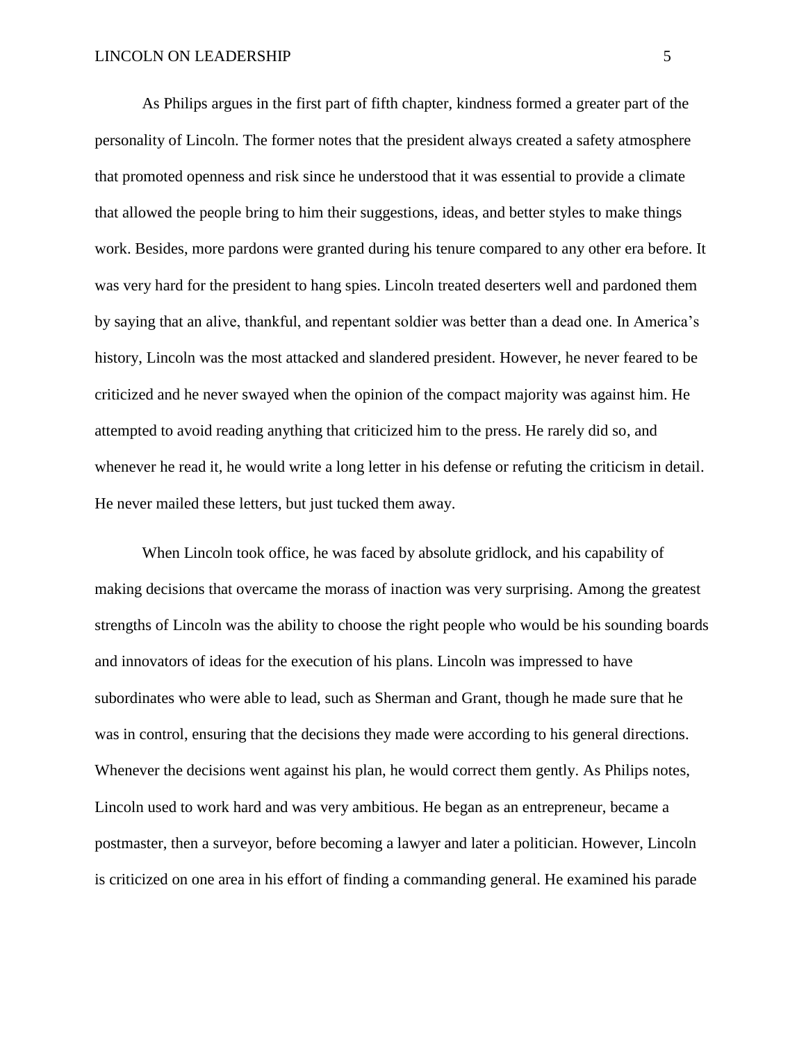As Philips argues in the first part of fifth chapter, kindness formed a greater part of the personality of Lincoln. The former notes that the president always created a safety atmosphere that promoted openness and risk since he understood that it was essential to provide a climate that allowed the people bring to him their suggestions, ideas, and better styles to make things work. Besides, more pardons were granted during his tenure compared to any other era before. It was very hard for the president to hang spies. Lincoln treated deserters well and pardoned them by saying that an alive, thankful, and repentant soldier was better than a dead one. In America's history, Lincoln was the most attacked and slandered president. However, he never feared to be criticized and he never swayed when the opinion of the compact majority was against him. He attempted to avoid reading anything that criticized him to the press. He rarely did so, and whenever he read it, he would write a long letter in his defense or refuting the criticism in detail. He never mailed these letters, but just tucked them away.

When Lincoln took office, he was faced by absolute gridlock, and his capability of making decisions that overcame the morass of inaction was very surprising. Among the greatest strengths of Lincoln was the ability to choose the right people who would be his sounding boards and innovators of ideas for the execution of his plans. Lincoln was impressed to have subordinates who were able to lead, such as Sherman and Grant, though he made sure that he was in control, ensuring that the decisions they made were according to his general directions. Whenever the decisions went against his plan, he would correct them gently. As Philips notes, Lincoln used to work hard and was very ambitious. He began as an entrepreneur, became a postmaster, then a surveyor, before becoming a lawyer and later a politician. However, Lincoln is criticized on one area in his effort of finding a commanding general. He examined his parade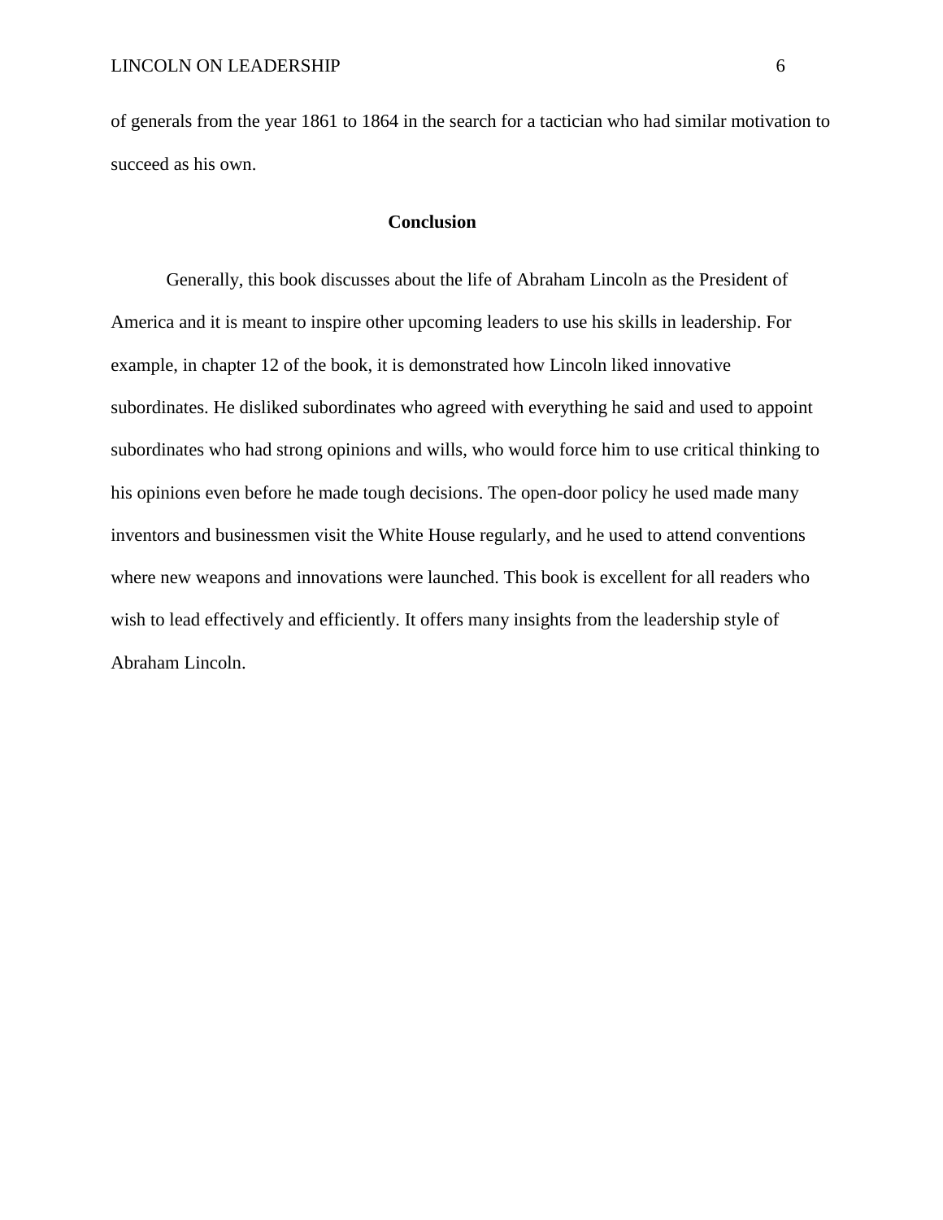of generals from the year 1861 to 1864 in the search for a tactician who had similar motivation to succeed as his own.

## Conclusion

Generally, this book discusses about the life of Abraham Lincoln as the President of America and it is meant to inspire other upcoming leaders to use his skills in leadership. For example, in chapter 12 of the book, it is demonstrated how Lincoln liked innovative subordinates. He disliked subordinates who agreed with everything he said and used to appoint subordinates who had strong opinions and wills, who would force him to use critical thinking to his opinions even before he made tough decisions. The open-door policy he used made many inventors and businessmen visit the White House regularly, and he used to attend conventions where new weapons and innovations were launched. This book is excellent for all readers who wish to lead effectively and efficiently. It offers many insights from the leadership style of Abraham Lincoln.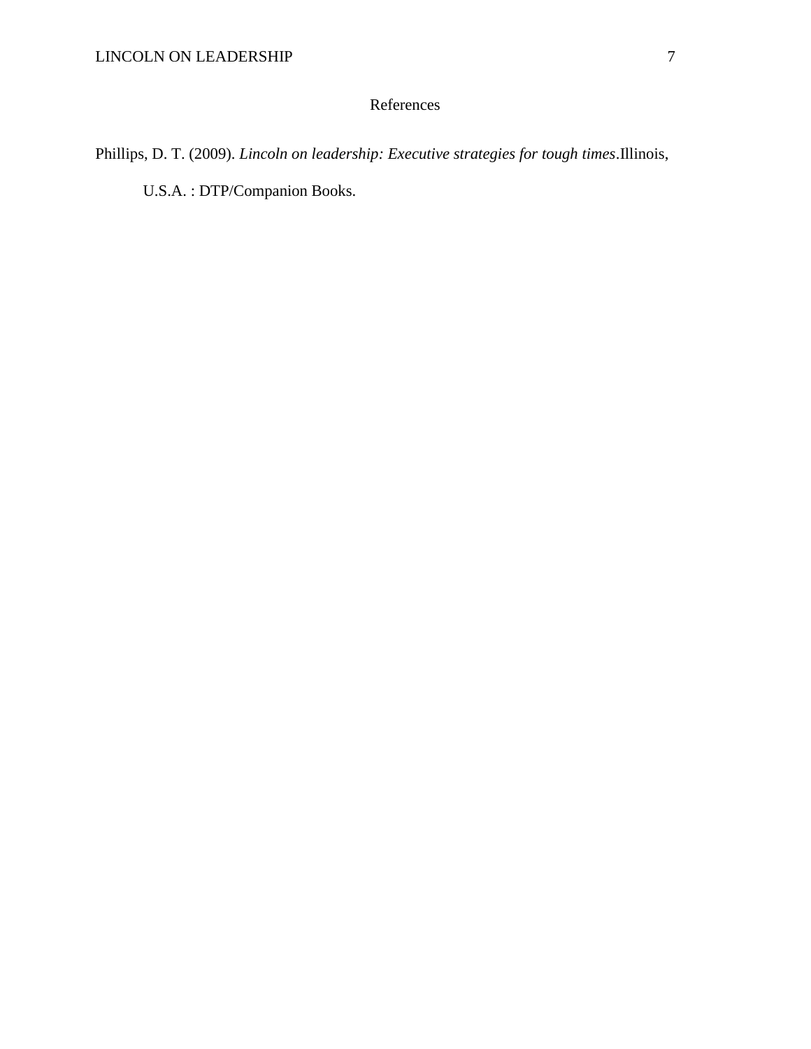# References

Phillips, D. T. (2009). *Lincoln on leadership: Executive strategies for tough times*.Illinois, U.S.A. : DTP/Companion Books.